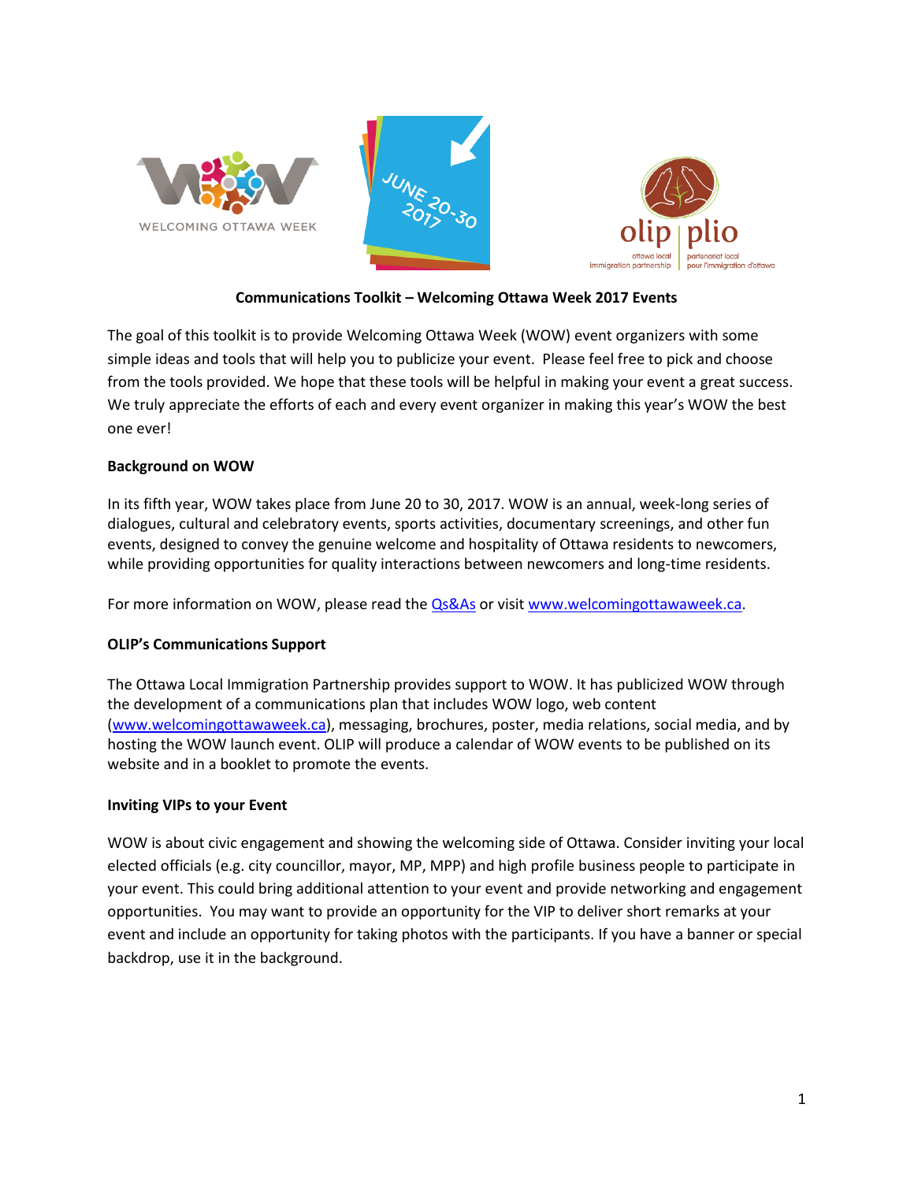# Communications Toolkit – Welcoming Ottawa Week 2017 Events

The goal of this toolkit is to provide Welcoming Ottawa Week (WOW) event organizers with some simple ideas and tools that will help you to publicize your event. Please feel free to pick and choose from the tools provided. We hope that these tools will be helpful in making your event a great success. We truly appreciate the efforts of each and every event organizer in making this year's WOW the best one ever!

## Background on WOW

In its fifth year, WOW takes place from June 20 to 30, 2017. WOW is an annual, week-long series of dialogues, cultural and celebratory events, sports activities, documentary screenings, and other fun events, designed to convey the genuine welcome and hospitality of Ottawa residents to newcomers, while providing opportunities for quality interactions between newcomers and long-time residents.

For more information on WOW, please read the Qs&As or visit www.welcomingottawaweek.ca.

## OLIP's Communications Support

The Ottawa Local Immigration Partnership provides support to WOW. It has publicized WOW through the development of a communications plan that includes WOW logo, web content (www.welcomingottawaweek.ca), messaging, brochures, poster, media relations, social media, and by hosting the WOW launch event. OLIP will produce a calendar of WOW events to be published on its website and in a booklet to promote the events.

## Inviting VIPs to your Event

WOW is about civic engagement and showing the welcoming side of Ottawa. Consider inviting your local elected officials (e.g. city councillor, mayor, MP, MPP) and high profile business people to participate in your event. This could bring additional attention to your event and provide networking and engagement opportunities. You may want to provide an opportunity for the VIP to deliver short remarks at your event and include an opportunity for taking photos with the participants. If you have a banner or special backdrop, use it in the background.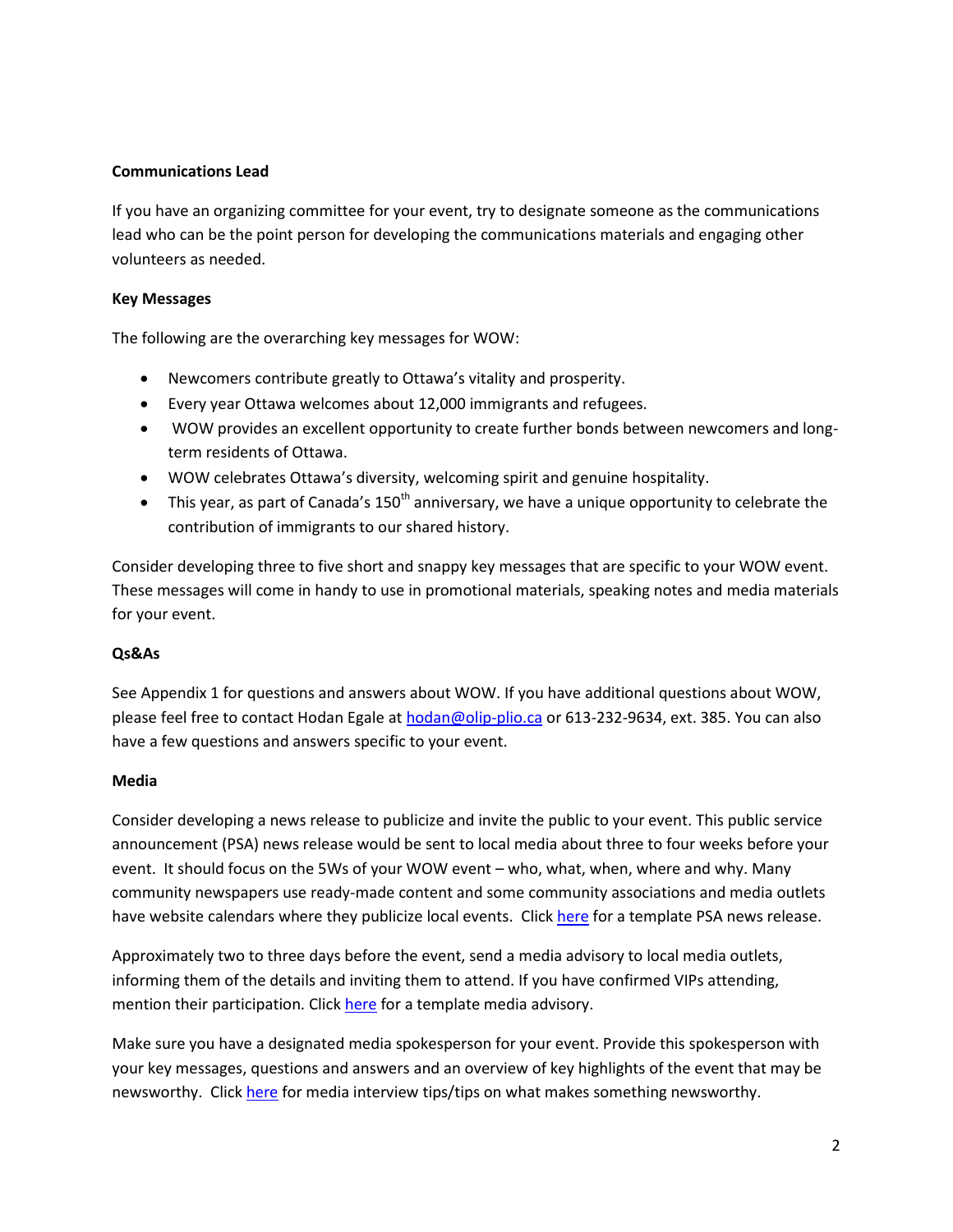**Communications Lead**

If you have an organizing committee for your event, try to designate someone as the communications lead who can be the point person for developing the communications materials and engaging other volunteers as needed.

**Key Messages**

The following are the overarching key messages for WOW:

- Newcomers contribute greatly to Ottawa's vitality and prosperity.
- Every year Ottawa welcomes about 12,000 immigrants and refugees.
- WOW provides an excellent opportunity to create further bonds between newcomers and long-term residents of Ottawa.
- WOW celebrates Ottawa's diversity, welcoming spirit and genuine hospitality.
- This year, as part of Canada's 150th anniversary, we have a unique opportunity to celebrate the contribution of immigrants to our shared history.

Consider developing three to five short and snappy key messages that are specific to your WOW event. These messages will come in handy to use in promotional materials, speaking notes and media materials for your event.

**Qs&As**

See Appendix 1 for questions and answers about WOW. If you have additional questions about WOW, please feel free to contact Hodan Egale at hodan@olip-plio.ca or 613-232-9634, ext. 385. You can also have a few questions and answers specific to your event.

**Media**

Consider developing a news release to publicize and invite the public to your event. This public service announcement (PSA) news release would be sent to local media about three to four weeks before your event. It should focus on the 5Ws of your WOW event – who, what, when, where and why. Many community newspapers use ready-made content and some community associations and media outlets have website calendars where they publicize local events. Click here for a template PSA news release.

Approximately two to three days before the event, send a media advisory to local media outlets, informing them of the details and inviting them to attend. If you have confirmed VIPs attending, mention their participation. Click here for a template media advisory.

Make sure you have a designated media spokesperson for your event. Provide this spokesperson with your key messages, questions and answers and an overview of key highlights of the event that may be newsworthy. Click here for media interview tips/tips on what makes something newsworthy.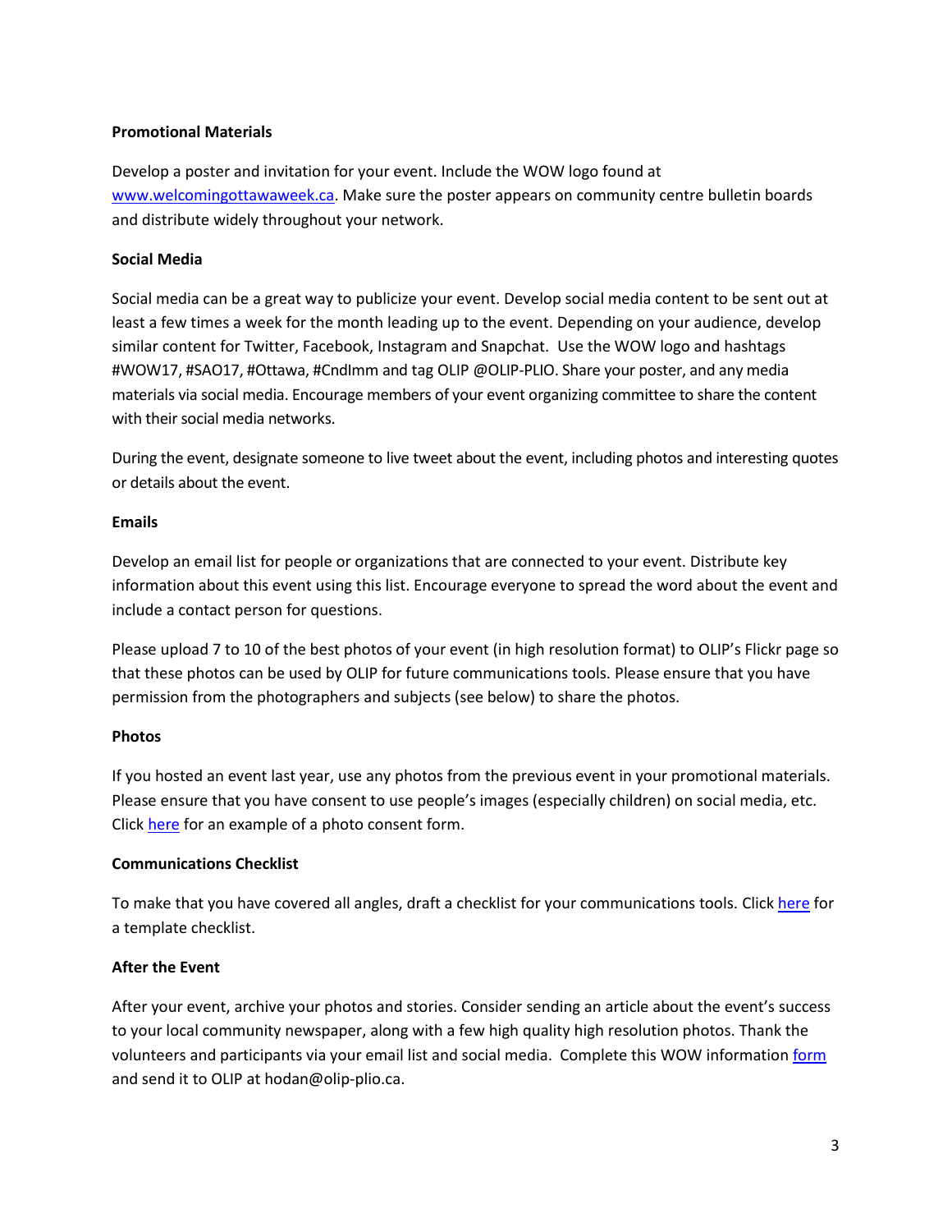**Promotional Materials**

Develop a poster and invitation for your event. Include the WOW logo found at [www.welcomingottawaweek.ca](http://www.welcomingottawaweek.ca). Make sure the poster appears on community centre bulletin boards and distribute widely throughout your network.

**Social Media**

Social media can be a great way to publicize your event. Develop social media content to be sent out at least a few times a week for the month leading up to the event. Depending on your audience, develop similar content for Twitter, Facebook, Instagram and Snapchat. Use the WOW logo and hashtags #WOW17, #SAO17, #Ottawa, #CndImm and tag OLIP @OLIP-PLIO. Share your poster, and any media materials via social media. Encourage members of your event organizing committee to share the content with their social media networks.

During the event, designate someone to live tweet about the event, including photos and interesting quotes or details about the event.

**Emails**

Develop an email list for people or organizations that are connected to your event. Distribute key information about this event using this list. Encourage everyone to spread the word about the event and include a contact person for questions.

Please upload 7 to 10 of the best photos of your event (in high resolution format) to OLIP's Flickr page so that these photos can be used by OLIP for future communications tools. Please ensure that you have permission from the photographers and subjects (see below) to share the photos.

**Photos**

If you hosted an event last year, use any photos from the previous event in your promotional materials. Please ensure that you have consent to use people's images (especially children) on social media, etc. Click here for an example of a photo consent form.

**Communications Checklist**

To make that you have covered all angles, draft a checklist for your communications tools. Click here for a template checklist.

**After the Event**

After your event, archive your photos and stories. Consider sending an article about the event's success to your local community newspaper, along with a few high quality high resolution photos. Thank the volunteers and participants via your email list and social media. Complete this WOW information form and send it to OLIP at hodan@olip-plio.ca.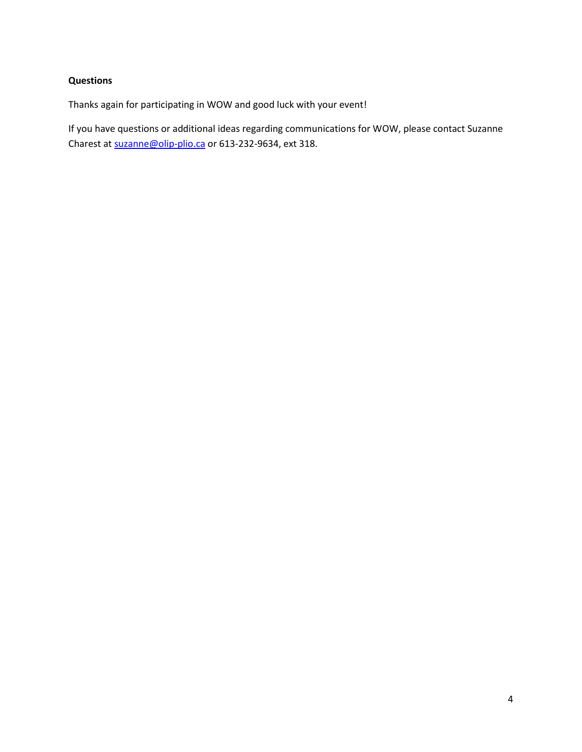**Questions**

Thanks again for participating in WOW and good luck with your event!

If you have questions or additional ideas regarding communications for WOW, please contact Suzanne Charest at suzanne@olip-plio.ca or 613-232-9634, ext 318.